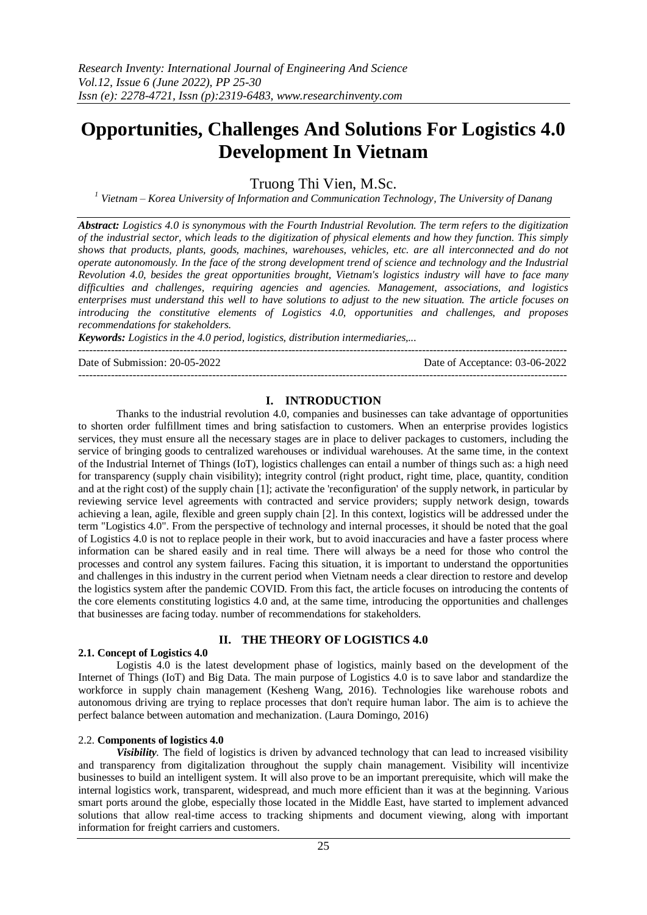# Opportunities, Challenges And Solutions For Logistics 4.0 Development In Vietnam

Truong Thi Vien, M.Sc.

[1] Vietnam – Korea University of Information and Communication Technology, The University of Danang

***Abstract:*** *Logistics 4.0 is synonymous with the Fourth Industrial Revolution. The term refers to the digitization of the industrial sector, which leads to the digitization of physical elements and how they function. This simply shows that products, plants, goods, machines, warehouses, vehicles, etc. are all interconnected and do not operate autonomously. In the face of the strong development trend of science and technology and the Industrial Revolution 4.0, besides the great opportunities brought, Vietnam's logistics industry will have to face many difficulties and challenges, requiring agencies and agencies. Management, associations, and logistics enterprises must understand this well to have solutions to adjust to the new situation. The article focuses on introducing the constitutive elements of Logistics 4.0, opportunities and challenges, and proposes recommendations for stakeholders.*

***Keywords:*** *Logistics in the 4.0 period, logistics, distribution intermediaries,...*

---

Date of Submission: 20-05-2022 Date of Acceptance: 03-06-2022

---

## I. INTRODUCTION

Thanks to the industrial revolution 4.0, companies and businesses can take advantage of opportunities to shorten order fulfillment times and bring satisfaction to customers. When an enterprise provides logistics services, they must ensure all the necessary stages are in place to deliver packages to customers, including the service of bringing goods to centralized warehouses or individual warehouses. At the same time, in the context of the Industrial Internet of Things (IoT), logistics challenges can entail a number of things such as: a high need for transparency (supply chain visibility); integrity control (right product, right time, place, quantity, condition and at the right cost) of the supply chain [1]; activate the 'reconfiguration' of the supply network, in particular by reviewing service level agreements with contracted and service providers; supply network design, towards achieving a lean, agile, flexible and green supply chain [2]. In this context, logistics will be addressed under the term "Logistics 4.0". From the perspective of technology and internal processes, it should be noted that the goal of Logistics 4.0 is not to replace people in their work, but to avoid inaccuracies and have a faster process where information can be shared easily and in real time. There will always be a need for those who control the processes and control any system failures. Facing this situation, it is important to understand the opportunities and challenges in this industry in the current period when Vietnam needs a clear direction to restore and develop the logistics system after the pandemic COVID. From this fact, the article focuses on introducing the contents of the core elements constituting logistics 4.0 and, at the same time, introducing the opportunities and challenges that businesses are facing today. number of recommendations for stakeholders.

## II. THE THEORY OF LOGISTICS 4.0

### 2.1. Concept of Logistics 4.0

Logistis 4.0 is the latest development phase of logistics, mainly based on the development of the Internet of Things (IoT) and Big Data. The main purpose of Logistics 4.0 is to save labor and standardize the workforce in supply chain management (Kesheng Wang, 2016). Technologies like warehouse robots and autonomous driving are trying to replace processes that don't require human labor. The aim is to achieve the perfect balance between automation and mechanization. (Laura Domingo, 2016)

### 2.2. Components of logistics 4.0

***Visibility***. The field of logistics is driven by advanced technology that can lead to increased visibility and transparency from digitalization throughout the supply chain management. Visibility will incentivize businesses to build an intelligent system. It will also prove to be an important prerequisite, which will make the internal logistics work, transparent, widespread, and much more efficient than it was at the beginning. Various smart ports around the globe, especially those located in the Middle East, have started to implement advanced solutions that allow real-time access to tracking shipments and document viewing, along with important information for freight carriers and customers.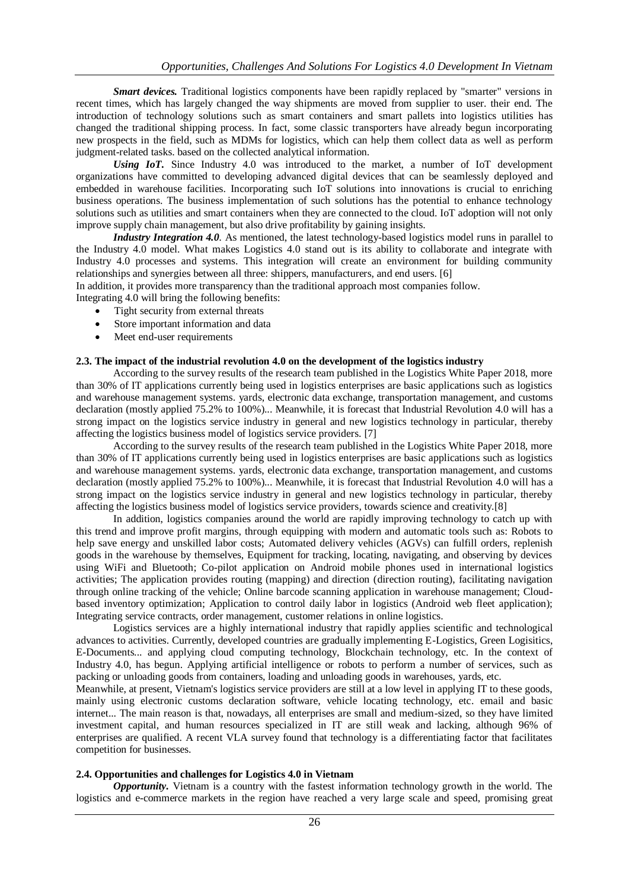***Smart devices.*** Traditional logistics components have been rapidly replaced by "smarter" versions in recent times, which has largely changed the way shipments are moved from supplier to user. their end. The introduction of technology solutions such as smart containers and smart pallets into logistics utilities has changed the traditional shipping process. In fact, some classic transporters have already begun incorporating new prospects in the field, such as MDMs for logistics, which can help them collect data as well as perform judgment-related tasks. based on the collected analytical information.

***Using IoT.*** Since Industry 4.0 was introduced to the market, a number of IoT development organizations have committed to developing advanced digital devices that can be seamlessly deployed and embedded in warehouse facilities. Incorporating such IoT solutions into innovations is crucial to enriching business operations. The business implementation of such solutions has the potential to enhance technology solutions such as utilities and smart containers when they are connected to the cloud. IoT adoption will not only improve supply chain management, but also drive profitability by gaining insights.

***Industry Integration 4.0.*** As mentioned, the latest technology-based logistics model runs in parallel to the Industry 4.0 model. What makes Logistics 4.0 stand out is its ability to collaborate and integrate with Industry 4.0 processes and systems. This integration will create an environment for building community relationships and synergies between all three: shippers, manufacturers, and end users. [6]

In addition, it provides more transparency than the traditional approach most companies follow.

Integrating 4.0 will bring the following benefits:

- Tight security from external threats
- Store important information and data
- Meet end-user requirements

### 2.3. The impact of the industrial revolution 4.0 on the development of the logistics industry

According to the survey results of the research team published in the Logistics White Paper 2018, more than 30% of IT applications currently being used in logistics enterprises are basic applications such as logistics and warehouse management systems. yards, electronic data exchange, transportation management, and customs declaration (mostly applied 75.2% to 100%)... Meanwhile, it is forecast that Industrial Revolution 4.0 will has a strong impact on the logistics service industry in general and new logistics technology in particular, thereby affecting the logistics business model of logistics service providers. [7]

According to the survey results of the research team published in the Logistics White Paper 2018, more than 30% of IT applications currently being used in logistics enterprises are basic applications such as logistics and warehouse management systems. yards, electronic data exchange, transportation management, and customs declaration (mostly applied 75.2% to 100%)... Meanwhile, it is forecast that Industrial Revolution 4.0 will has a strong impact on the logistics service industry in general and new logistics technology in particular, thereby affecting the logistics business model of logistics service providers, towards science and creativity.[8]

In addition, logistics companies around the world are rapidly improving technology to catch up with this trend and improve profit margins, through equipping with modern and automatic tools such as: Robots to help save energy and unskilled labor costs; Automated delivery vehicles (AGVs) can fulfill orders, replenish goods in the warehouse by themselves, Equipment for tracking, locating, navigating, and observing by devices using WiFi and Bluetooth; Co-pilot application on Android mobile phones used in international logistics activities; The application provides routing (mapping) and direction (direction routing), facilitating navigation through online tracking of the vehicle; Online barcode scanning application in warehouse management; Cloud-based inventory optimization; Application to control daily labor in logistics (Android web fleet application); Integrating service contracts, order management, customer relations in online logistics.

Logistics services are a highly international industry that rapidly applies scientific and technological advances to activities. Currently, developed countries are gradually implementing E-Logistics, Green Logisitics, E-Documents... and applying cloud computing technology, Blockchain technology, etc. In the context of Industry 4.0, has begun. Applying artificial intelligence or robots to perform a number of services, such as packing or unloading goods from containers, loading and unloading goods in warehouses, yards, etc.

Meanwhile, at present, Vietnam's logistics service providers are still at a low level in applying IT to these goods, mainly using electronic customs declaration software, vehicle locating technology, etc. email and basic internet... The main reason is that, nowadays, all enterprises are small and medium-sized, so they have limited investment capital, and human resources specialized in IT are still weak and lacking, although 96% of enterprises are qualified. A recent VLA survey found that technology is a differentiating factor that facilitates competition for businesses.

### 2.4. Opportunities and challenges for Logistics 4.0 in Vietnam

***Opportunity.*** Vietnam is a country with the fastest information technology growth in the world. The logistics and e-commerce markets in the region have reached a very large scale and speed, promising great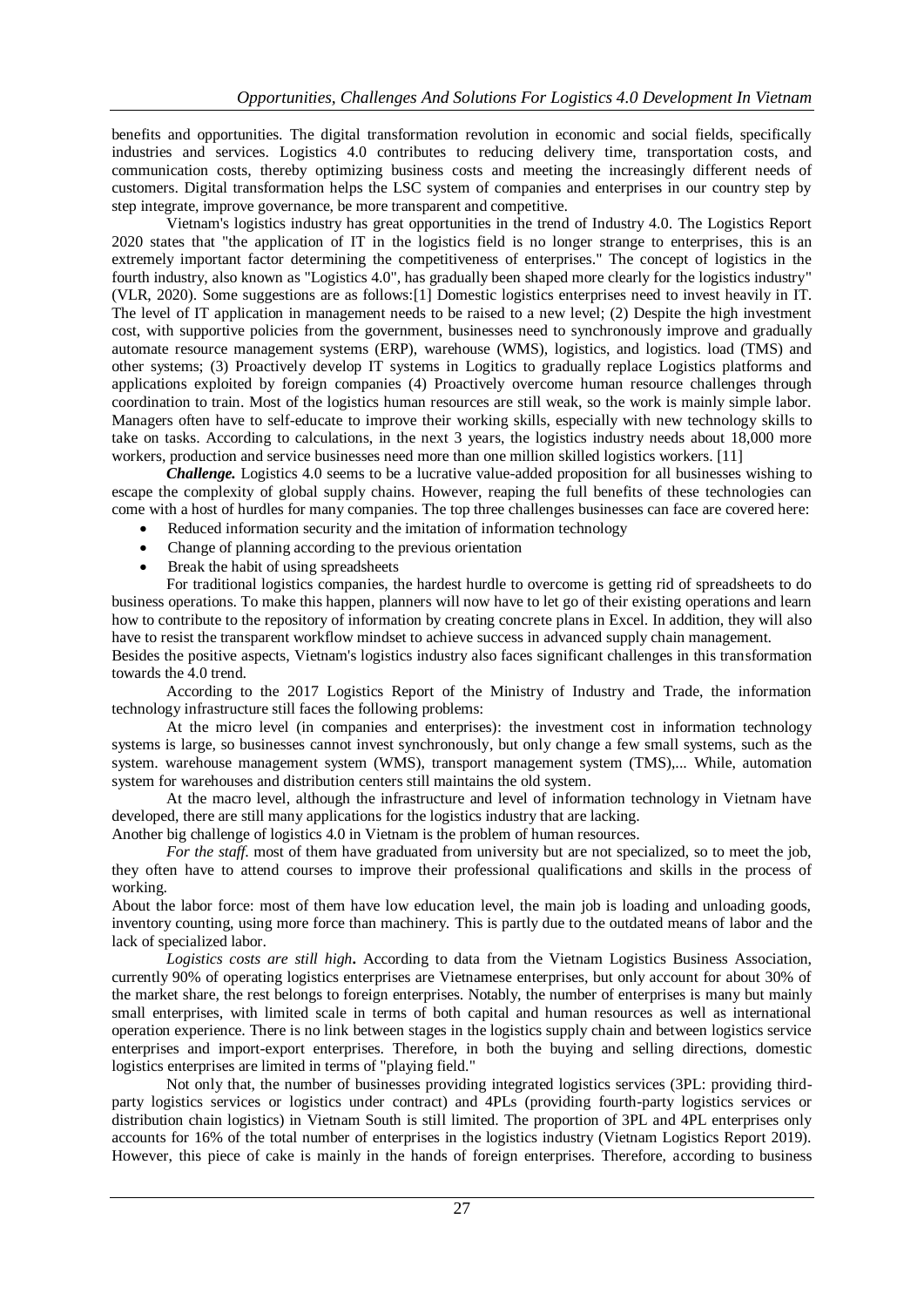benefits and opportunities. The digital transformation revolution in economic and social fields, specifically industries and services. Logistics 4.0 contributes to reducing delivery time, transportation costs, and communication costs, thereby optimizing business costs and meeting the increasingly different needs of customers. Digital transformation helps the LSC system of companies and enterprises in our country step by step integrate, improve governance, be more transparent and competitive.

Vietnam's logistics industry has great opportunities in the trend of Industry 4.0. The Logistics Report 2020 states that "the application of IT in the logistics field is no longer strange to enterprises, this is an extremely important factor determining the competitiveness of enterprises." The concept of logistics in the fourth industry, also known as "Logistics 4.0", has gradually been shaped more clearly for the logistics industry" (VLR, 2020). Some suggestions are as follows:[1] Domestic logistics enterprises need to invest heavily in IT. The level of IT application in management needs to be raised to a new level; (2) Despite the high investment cost, with supportive policies from the government, businesses need to synchronously improve and gradually automate resource management systems (ERP), warehouse (WMS), logistics, and logistics. load (TMS) and other systems; (3) Proactively develop IT systems in Logitics to gradually replace Logistics platforms and applications exploited by foreign companies (4) Proactively overcome human resource challenges through coordination to train. Most of the logistics human resources are still weak, so the work is mainly simple labor. Managers often have to self-educate to improve their working skills, especially with new technology skills to take on tasks. According to calculations, in the next 3 years, the logistics industry needs about 18,000 more workers, production and service businesses need more than one million skilled logistics workers. [11]

***Challenge.*** Logistics 4.0 seems to be a lucrative value-added proposition for all businesses wishing to escape the complexity of global supply chains. However, reaping the full benefits of these technologies can come with a host of hurdles for many companies. The top three challenges businesses can face are covered here:

- Reduced information security and the imitation of information technology
- Change of planning according to the previous orientation
- Break the habit of using spreadsheets

For traditional logistics companies, the hardest hurdle to overcome is getting rid of spreadsheets to do business operations. To make this happen, planners will now have to let go of their existing operations and learn how to contribute to the repository of information by creating concrete plans in Excel. In addition, they will also have to resist the transparent workflow mindset to achieve success in advanced supply chain management.

Besides the positive aspects, Vietnam's logistics industry also faces significant challenges in this transformation towards the 4.0 trend.

According to the 2017 Logistics Report of the Ministry of Industry and Trade, the information technology infrastructure still faces the following problems:

At the micro level (in companies and enterprises): the investment cost in information technology systems is large, so businesses cannot invest synchronously, but only change a few small systems, such as the system. warehouse management system (WMS), transport management system (TMS),... While, automation system for warehouses and distribution centers still maintains the old system.

At the macro level, although the infrastructure and level of information technology in Vietnam have developed, there are still many applications for the logistics industry that are lacking.

Another big challenge of logistics 4.0 in Vietnam is the problem of human resources.

*For the staff.* most of them have graduated from university but are not specialized, so to meet the job, they often have to attend courses to improve their professional qualifications and skills in the process of working.

About the labor force: most of them have low education level, the main job is loading and unloading goods, inventory counting, using more force than machinery. This is partly due to the outdated means of labor and the lack of specialized labor.

*Logistics costs are still high***.** According to data from the Vietnam Logistics Business Association, currently 90% of operating logistics enterprises are Vietnamese enterprises, but only account for about 30% of the market share, the rest belongs to foreign enterprises. Notably, the number of enterprises is many but mainly small enterprises, with limited scale in terms of both capital and human resources as well as international operation experience. There is no link between stages in the logistics supply chain and between logistics service enterprises and import-export enterprises. Therefore, in both the buying and selling directions, domestic logistics enterprises are limited in terms of "playing field."

Not only that, the number of businesses providing integrated logistics services (3PL: providing third-party logistics services or logistics under contract) and 4PLs (providing fourth-party logistics services or distribution chain logistics) in Vietnam South is still limited. The proportion of 3PL and 4PL enterprises only accounts for 16% of the total number of enterprises in the logistics industry (Vietnam Logistics Report 2019). However, this piece of cake is mainly in the hands of foreign enterprises. Therefore, according to business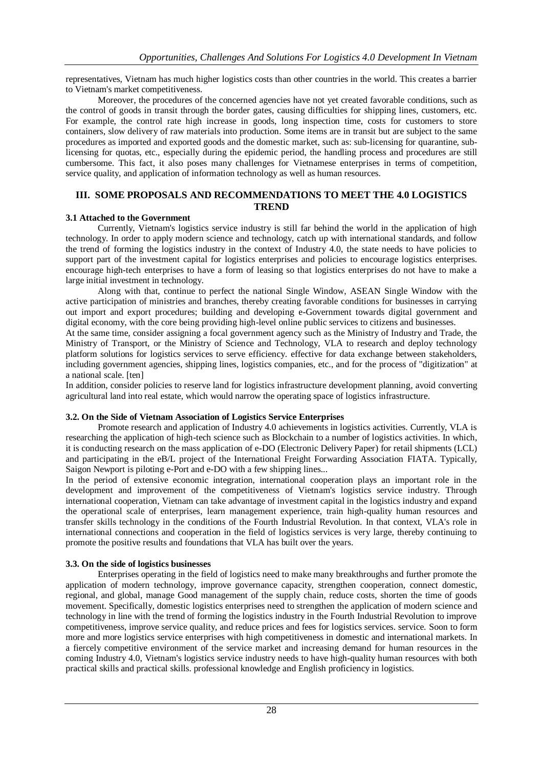representatives, Vietnam has much higher logistics costs than other countries in the world. This creates a barrier to Vietnam's market competitiveness.

Moreover, the procedures of the concerned agencies have not yet created favorable conditions, such as the control of goods in transit through the border gates, causing difficulties for shipping lines, customers, etc. For example, the control rate high increase in goods, long inspection time, costs for customers to store containers, slow delivery of raw materials into production. Some items are in transit but are subject to the same procedures as imported and exported goods and the domestic market, such as: sub-licensing for quarantine, sub-licensing for quotas, etc., especially during the epidemic period, the handling process and procedures are still cumbersome. This fact, it also poses many challenges for Vietnamese enterprises in terms of competition, service quality, and application of information technology as well as human resources.

## III. SOME PROPOSALS AND RECOMMENDATIONS TO MEET THE 4.0 LOGISTICS TREND

### 3.1 Attached to the Government

Currently, Vietnam's logistics service industry is still far behind the world in the application of high technology. In order to apply modern science and technology, catch up with international standards, and follow the trend of forming the logistics industry in the context of Industry 4.0, the state needs to have policies to support part of the investment capital for logistics enterprises and policies to encourage logistics enterprises. encourage high-tech enterprises to have a form of leasing so that logistics enterprises do not have to make a large initial investment in technology.

Along with that, continue to perfect the national Single Window, ASEAN Single Window with the active participation of ministries and branches, thereby creating favorable conditions for businesses in carrying out import and export procedures; building and developing e-Government towards digital government and digital economy, with the core being providing high-level online public services to citizens and businesses.

At the same time, consider assigning a focal government agency such as the Ministry of Industry and Trade, the Ministry of Transport, or the Ministry of Science and Technology, VLA to research and deploy technology platform solutions for logistics services to serve efficiency. effective for data exchange between stakeholders, including government agencies, shipping lines, logistics companies, etc., and for the process of "digitization" at a national scale. [ten]

In addition, consider policies to reserve land for logistics infrastructure development planning, avoid converting agricultural land into real estate, which would narrow the operating space of logistics infrastructure.

### 3.2. On the Side of Vietnam Association of Logistics Service Enterprises

Promote research and application of Industry 4.0 achievements in logistics activities. Currently, VLA is researching the application of high-tech science such as Blockchain to a number of logistics activities. In which, it is conducting research on the mass application of e-DO (Electronic Delivery Paper) for retail shipments (LCL) and participating in the eB/L project of the International Freight Forwarding Association FIATA. Typically, Saigon Newport is piloting e-Port and e-DO with a few shipping lines...

In the period of extensive economic integration, international cooperation plays an important role in the development and improvement of the competitiveness of Vietnam's logistics service industry. Through international cooperation, Vietnam can take advantage of investment capital in the logistics industry and expand the operational scale of enterprises, learn management experience, train high-quality human resources and transfer skills technology in the conditions of the Fourth Industrial Revolution. In that context, VLA's role in international connections and cooperation in the field of logistics services is very large, thereby continuing to promote the positive results and foundations that VLA has built over the years.

### 3.3. On the side of logistics businesses

Enterprises operating in the field of logistics need to make many breakthroughs and further promote the application of modern technology, improve governance capacity, strengthen cooperation, connect domestic, regional, and global, manage Good management of the supply chain, reduce costs, shorten the time of goods movement. Specifically, domestic logistics enterprises need to strengthen the application of modern science and technology in line with the trend of forming the logistics industry in the Fourth Industrial Revolution to improve competitiveness, improve service quality, and reduce prices and fees for logistics services. service. Soon to form more and more logistics service enterprises with high competitiveness in domestic and international markets. In a fiercely competitive environment of the service market and increasing demand for human resources in the coming Industry 4.0, Vietnam's logistics service industry needs to have high-quality human resources with both practical skills and practical skills. professional knowledge and English proficiency in logistics.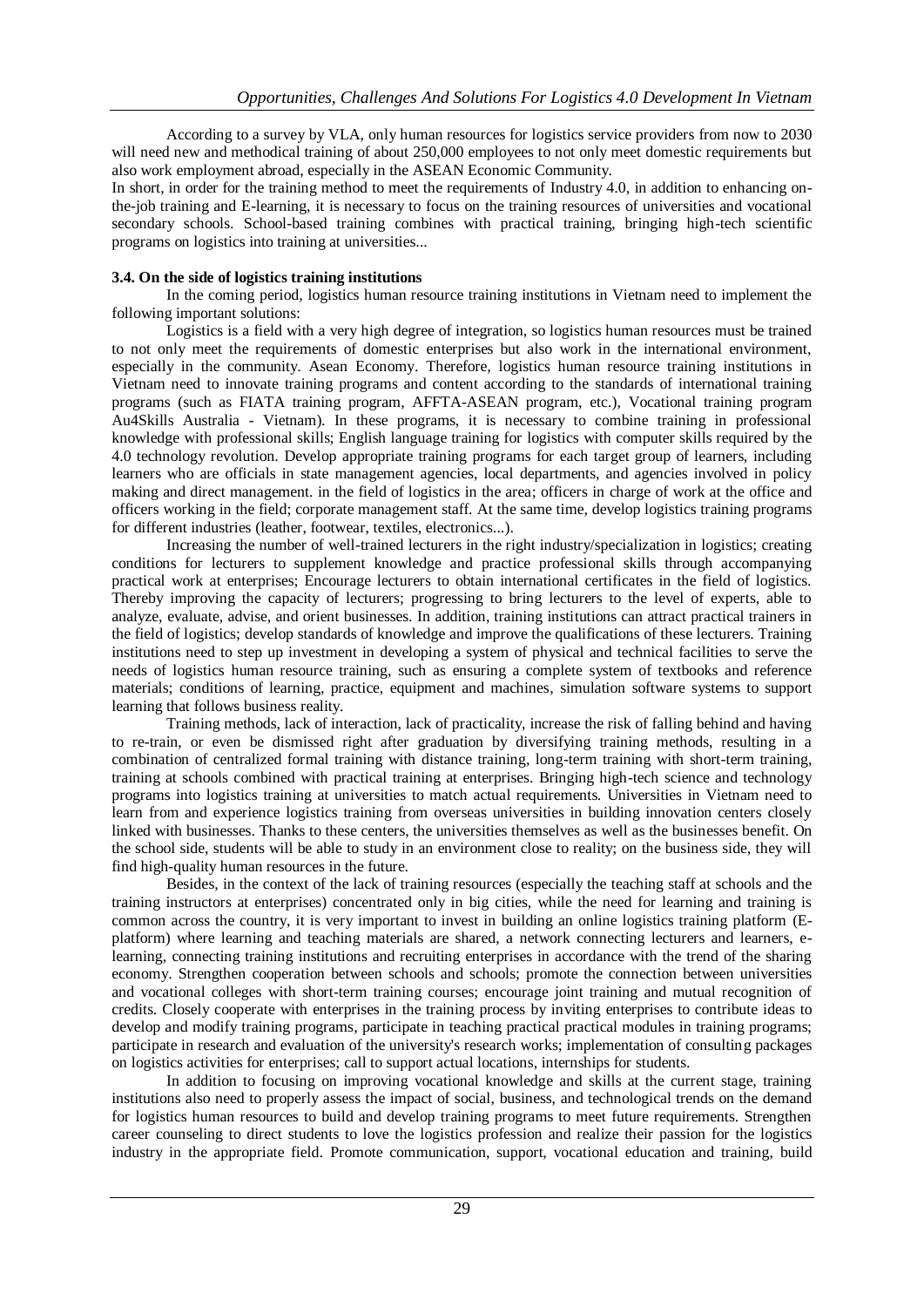According to a survey by VLA, only human resources for logistics service providers from now to 2030 will need new and methodical training of about 250,000 employees to not only meet domestic requirements but also work employment abroad, especially in the ASEAN Economic Community.

In short, in order for the training method to meet the requirements of Industry 4.0, in addition to enhancing on-the-job training and E-learning, it is necessary to focus on the training resources of universities and vocational secondary schools. School-based training combines with practical training, bringing high-tech scientific programs on logistics into training at universities...

**3.4. On the side of logistics training institutions**

In the coming period, logistics human resource training institutions in Vietnam need to implement the following important solutions:

Logistics is a field with a very high degree of integration, so logistics human resources must be trained to not only meet the requirements of domestic enterprises but also work in the international environment, especially in the community. Asean Economy. Therefore, logistics human resource training institutions in Vietnam need to innovate training programs and content according to the standards of international training programs (such as FIATA training program, AFFTA-ASEAN program, etc.), Vocational training program Au4Skills Australia - Vietnam). In these programs, it is necessary to combine training in professional knowledge with professional skills; English language training for logistics with computer skills required by the 4.0 technology revolution. Develop appropriate training programs for each target group of learners, including learners who are officials in state management agencies, local departments, and agencies involved in policy making and direct management. in the field of logistics in the area; officers in charge of work at the office and officers working in the field; corporate management staff. At the same time, develop logistics training programs for different industries (leather, footwear, textiles, electronics...).

Increasing the number of well-trained lecturers in the right industry/specialization in logistics; creating conditions for lecturers to supplement knowledge and practice professional skills through accompanying practical work at enterprises; Encourage lecturers to obtain international certificates in the field of logistics. Thereby improving the capacity of lecturers; progressing to bring lecturers to the level of experts, able to analyze, evaluate, advise, and orient businesses. In addition, training institutions can attract practical trainers in the field of logistics; develop standards of knowledge and improve the qualifications of these lecturers. Training institutions need to step up investment in developing a system of physical and technical facilities to serve the needs of logistics human resource training, such as ensuring a complete system of textbooks and reference materials; conditions of learning, practice, equipment and machines, simulation software systems to support learning that follows business reality.

Training methods, lack of interaction, lack of practicality, increase the risk of falling behind and having to re-train, or even be dismissed right after graduation by diversifying training methods, resulting in a combination of centralized formal training with distance training, long-term training with short-term training, training at schools combined with practical training at enterprises. Bringing high-tech science and technology programs into logistics training at universities to match actual requirements. Universities in Vietnam need to learn from and experience logistics training from overseas universities in building innovation centers closely linked with businesses. Thanks to these centers, the universities themselves as well as the businesses benefit. On the school side, students will be able to study in an environment close to reality; on the business side, they will find high-quality human resources in the future.

Besides, in the context of the lack of training resources (especially the teaching staff at schools and the training instructors at enterprises) concentrated only in big cities, while the need for learning and training is common across the country, it is very important to invest in building an online logistics training platform (E-platform) where learning and teaching materials are shared, a network connecting lecturers and learners, e-learning, connecting training institutions and recruiting enterprises in accordance with the trend of the sharing economy. Strengthen cooperation between schools and schools; promote the connection between universities and vocational colleges with short-term training courses; encourage joint training and mutual recognition of credits. Closely cooperate with enterprises in the training process by inviting enterprises to contribute ideas to develop and modify training programs, participate in teaching practical practical modules in training programs; participate in research and evaluation of the university's research works; implementation of consulting packages on logistics activities for enterprises; call to support actual locations, internships for students.

In addition to focusing on improving vocational knowledge and skills at the current stage, training institutions also need to properly assess the impact of social, business, and technological trends on the demand for logistics human resources to build and develop training programs to meet future requirements. Strengthen career counseling to direct students to love the logistics profession and realize their passion for the logistics industry in the appropriate field. Promote communication, support, vocational education and training, build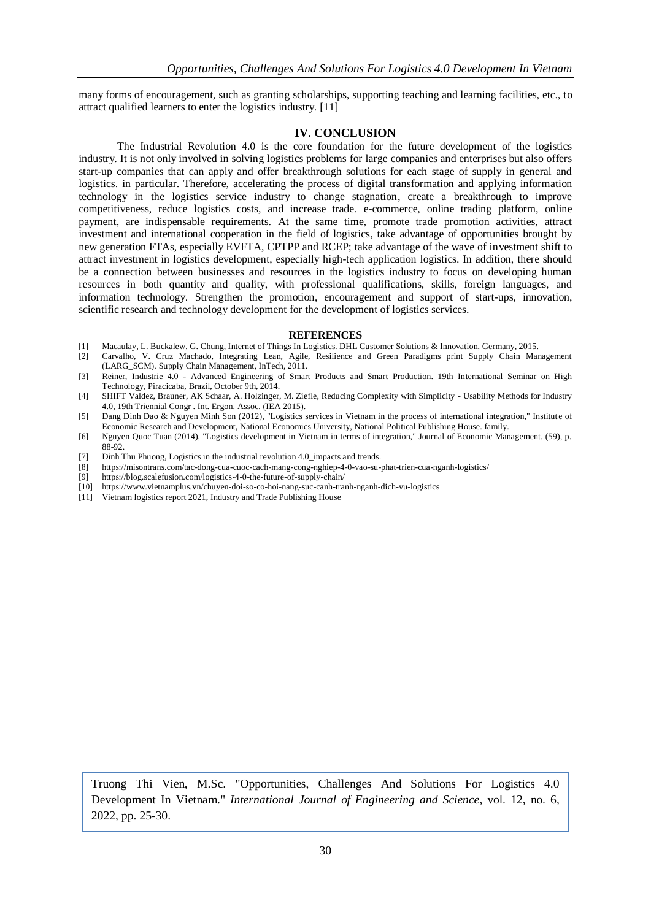many forms of encouragement, such as granting scholarships, supporting teaching and learning facilities, etc., to attract qualified learners to enter the logistics industry. [11]

## IV. CONCLUSION

The Industrial Revolution 4.0 is the core foundation for the future development of the logistics industry. It is not only involved in solving logistics problems for large companies and enterprises but also offers start-up companies that can apply and offer breakthrough solutions for each stage of supply in general and logistics. in particular. Therefore, accelerating the process of digital transformation and applying information technology in the logistics service industry to change stagnation, create a breakthrough to improve competitiveness, reduce logistics costs, and increase trade. e-commerce, online trading platform, online payment, are indispensable requirements. At the same time, promote trade promotion activities, attract investment and international cooperation in the field of logistics, take advantage of opportunities brought by new generation FTAs, especially EVFTA, CPTPP and RCEP; take advantage of the wave of investment shift to attract investment in logistics development, especially high-tech application logistics. In addition, there should be a connection between businesses and resources in the logistics industry to focus on developing human resources in both quantity and quality, with professional qualifications, skills, foreign languages, and information technology. Strengthen the promotion, encouragement and support of start-ups, innovation, scientific research and technology development for the development of logistics services.

## REFERENCES

[1] Macaulay, L. Buckalew, G. Chung, Internet of Things In Logistics. DHL Customer Solutions & Innovation, Germany, 2015.

[2] Carvalho, V. Cruz Machado, Integrating Lean, Agile, Resilience and Green Paradigms print Supply Chain Management (LARG_SCM). Supply Chain Management, InTech, 2011.

[3] Reiner, Industrie 4.0 - Advanced Engineering of Smart Products and Smart Production. 19th International Seminar on High Technology, Piracicaba, Brazil, October 9th, 2014.

[4] SHIFT Valdez, Brauner, AK Schaar, A. Holzinger, M. Ziefle, Reducing Complexity with Simplicity - Usability Methods for Industry 4.0, 19th Triennial Congr . Int. Ergon. Assoc. (IEA 2015).

[5] Dang Dinh Dao & Nguyen Minh Son (2012), "Logistics services in Vietnam in the process of international integration," Institute of Economic Research and Development, National Economics University, National Political Publishing House. family.

[6] Nguyen Quoc Tuan (2014), "Logistics development in Vietnam in terms of integration," Journal of Economic Management, (59), p. 88-92.

[7] Dinh Thu Phuong, Logistics in the industrial revolution 4.0_impacts and trends.

[8] https://misontrans.com/tac-dong-cua-cuoc-cach-mang-cong-nghiep-4-0-vao-su-phat-trien-cua-nganh-logistics/

[9] https://blog.scalefusion.com/logistics-4-0-the-future-of-supply-chain/

[10] https://www.vietnamplus.vn/chuyen-doi-so-co-hoi-nang-suc-canh-tranh-nganh-dich-vu-logistics

[11] Vietnam logistics report 2021, Industry and Trade Publishing House

Truong Thi Vien, M.Sc. "Opportunities, Challenges And Solutions For Logistics 4.0 Development In Vietnam." *International Journal of Engineering and Science*, vol. 12, no. 6, 2022, pp. 25-30.